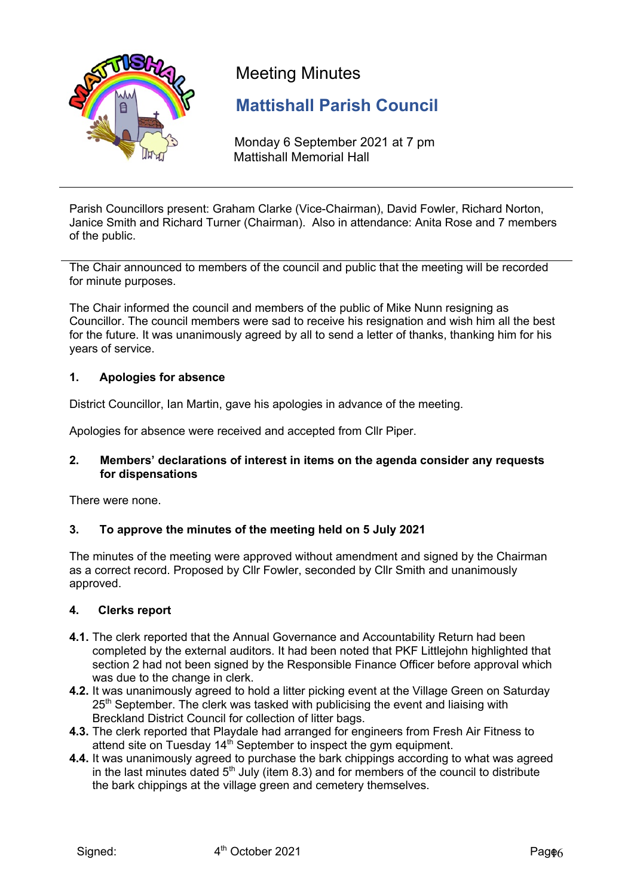# Meeting Minutes

## Mattishall Parish Council

Monday 6 September 2021 at 7 pm
Mattishall Memorial Hall

---

Parish Councillors present: Graham Clarke (Vice-Chairman), David Fowler, Richard Norton, Janice Smith and Richard Turner (Chairman). Also in attendance: Anita Rose and 7 members of the public.

---

The Chair announced to members of the council and public that the meeting will be recorded for minute purposes.

The Chair informed the council and members of the public of Mike Nunn resigning as Councillor. The council members were sad to receive his resignation and wish him all the best for the future. It was unanimously agreed by all to send a letter of thanks, thanking him for his years of service.

### 1. Apologies for absence

District Councillor, Ian Martin, gave his apologies in advance of the meeting.

Apologies for absence were received and accepted from Cllr Piper.

### 2. Members' declarations of interest in items on the agenda consider any requests for dispensations

There were none.

### 3. To approve the minutes of the meeting held on 5 July 2021

The minutes of the meeting were approved without amendment and signed by the Chairman as a correct record. Proposed by Cllr Fowler, seconded by Cllr Smith and unanimously approved.

### 4. Clerks report

**4.1.** The clerk reported that the Annual Governance and Accountability Return had been completed by the external auditors. It had been noted that PKF Littlejohn highlighted that section 2 had not been signed by the Responsible Finance Officer before approval which was due to the change in clerk.

**4.2.** It was unanimously agreed to hold a litter picking event at the Village Green on Saturday 25th September. The clerk was tasked with publicising the event and liaising with Breckland District Council for collection of litter bags.

**4.3.** The clerk reported that Playdale had arranged for engineers from Fresh Air Fitness to attend site on Tuesday 14th September to inspect the gym equipment.

**4.4.** It was unanimously agreed to purchase the bark chippings according to what was agreed in the last minutes dated 5th July (item 8.3) and for members of the council to distribute the bark chippings at the village green and cemetery themselves.

Signed: 4th October 2021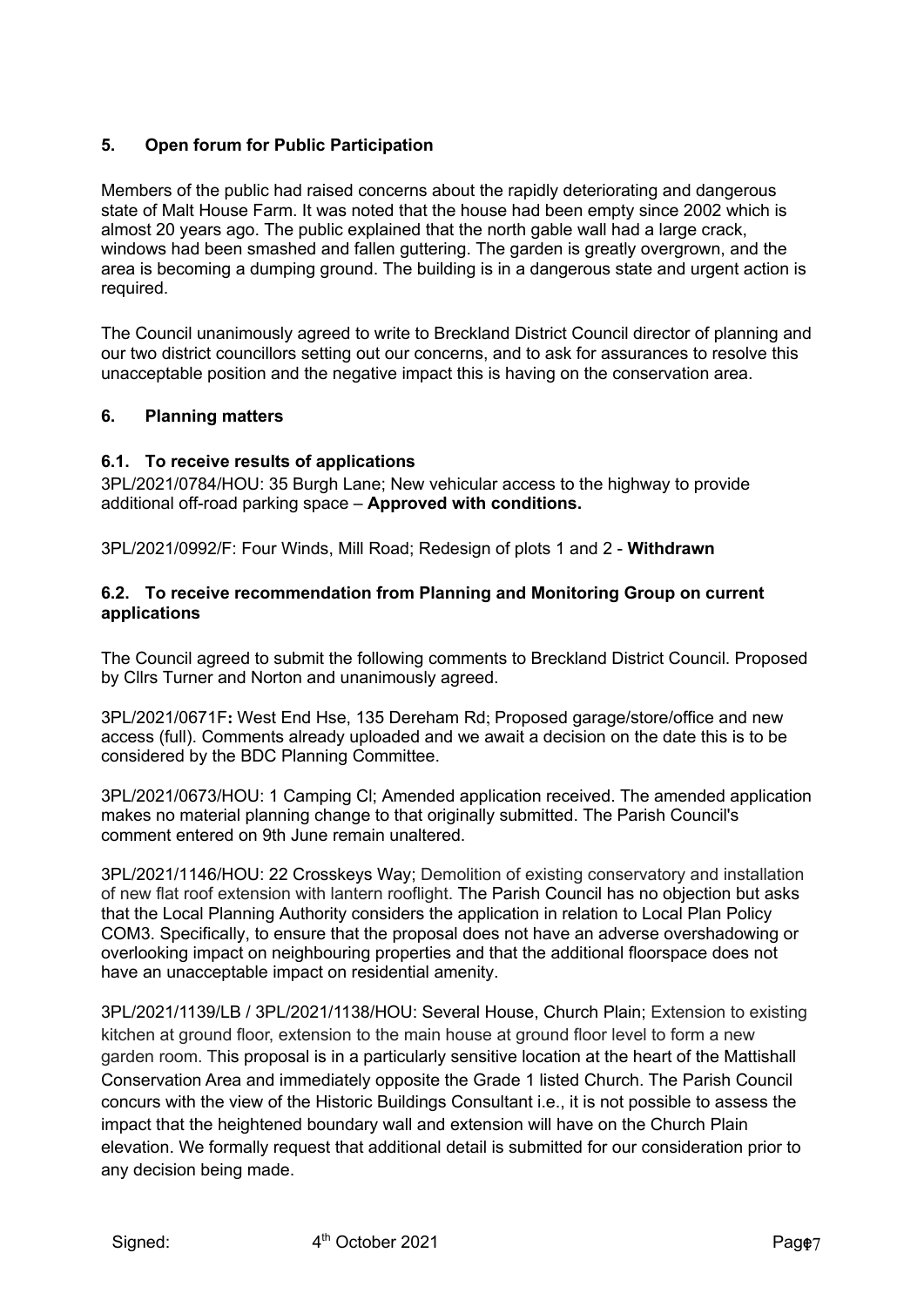## 5. Open forum for Public Participation

Members of the public had raised concerns about the rapidly deteriorating and dangerous state of Malt House Farm. It was noted that the house had been empty since 2002 which is almost 20 years ago. The public explained that the north gable wall had a large crack, windows had been smashed and fallen guttering. The garden is greatly overgrown, and the area is becoming a dumping ground. The building is in a dangerous state and urgent action is required.

The Council unanimously agreed to write to Breckland District Council director of planning and our two district councillors setting out our concerns, and to ask for assurances to resolve this unacceptable position and the negative impact this is having on the conservation area.

## 6. Planning matters

### 6.1. To receive results of applications

3PL/2021/0784/HOU: 35 Burgh Lane; New vehicular access to the highway to provide additional off-road parking space – **Approved with conditions.**

3PL/2021/0992/F: Four Winds, Mill Road; Redesign of plots 1 and 2 - **Withdrawn**

### 6.2. To receive recommendation from Planning and Monitoring Group on current applications

The Council agreed to submit the following comments to Breckland District Council. Proposed by Cllrs Turner and Norton and unanimously agreed.

3PL/2021/0671F**:** West End Hse, 135 Dereham Rd; Proposed garage/store/office and new access (full). Comments already uploaded and we await a decision on the date this is to be considered by the BDC Planning Committee.

3PL/2021/0673/HOU: 1 Camping Cl; Amended application received. The amended application makes no material planning change to that originally submitted. The Parish Council's comment entered on 9th June remain unaltered.

3PL/2021/1146/HOU: 22 Crosskeys Way; Demolition of existing conservatory and installation of new flat roof extension with lantern rooflight. The Parish Council has no objection but asks that the Local Planning Authority considers the application in relation to Local Plan Policy COM3. Specifically, to ensure that the proposal does not have an adverse overshadowing or overlooking impact on neighbouring properties and that the additional floorspace does not have an unacceptable impact on residential amenity.

3PL/2021/1139/LB / 3PL/2021/1138/HOU: Several House, Church Plain; Extension to existing kitchen at ground floor, extension to the main house at ground floor level to form a new garden room. This proposal is in a particularly sensitive location at the heart of the Mattishall Conservation Area and immediately opposite the Grade 1 listed Church. The Parish Council concurs with the view of the Historic Buildings Consultant i.e., it is not possible to assess the impact that the heightened boundary wall and extension will have on the Church Plain elevation. We formally request that additional detail is submitted for our consideration prior to any decision being made.

Signed: 4th October 2021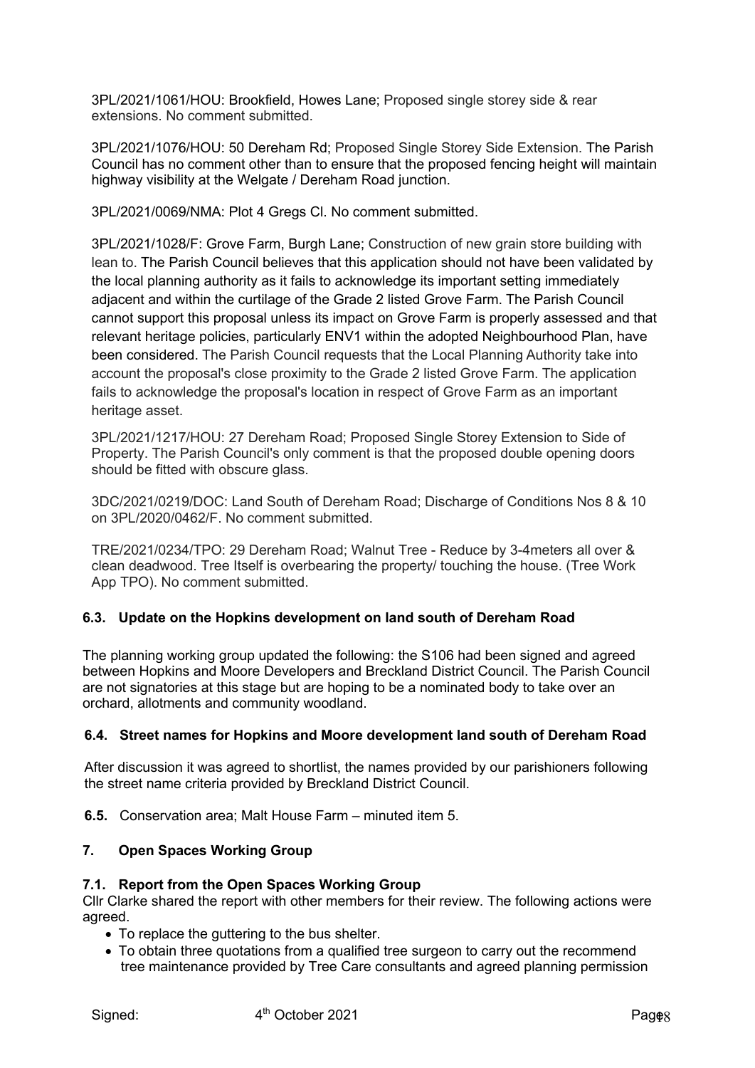3PL/2021/1061/HOU: Brookfield, Howes Lane; Proposed single storey side & rear extensions. No comment submitted.

3PL/2021/1076/HOU: 50 Dereham Rd; Proposed Single Storey Side Extension. The Parish Council has no comment other than to ensure that the proposed fencing height will maintain highway visibility at the Welgate / Dereham Road junction.

3PL/2021/0069/NMA: Plot 4 Gregs Cl. No comment submitted.

3PL/2021/1028/F: Grove Farm, Burgh Lane; Construction of new grain store building with lean to. The Parish Council believes that this application should not have been validated by the local planning authority as it fails to acknowledge its important setting immediately adjacent and within the curtilage of the Grade 2 listed Grove Farm. The Parish Council cannot support this proposal unless its impact on Grove Farm is properly assessed and that relevant heritage policies, particularly ENV1 within the adopted Neighbourhood Plan, have been considered. The Parish Council requests that the Local Planning Authority take into account the proposal's close proximity to the Grade 2 listed Grove Farm. The application fails to acknowledge the proposal's location in respect of Grove Farm as an important heritage asset.

3PL/2021/1217/HOU: 27 Dereham Road; Proposed Single Storey Extension to Side of Property. The Parish Council's only comment is that the proposed double opening doors should be fitted with obscure glass.

3DC/2021/0219/DOC: Land South of Dereham Road; Discharge of Conditions Nos 8 & 10 on 3PL/2020/0462/F. No comment submitted.

TRE/2021/0234/TPO: 29 Dereham Road; Walnut Tree - Reduce by 3-4meters all over & clean deadwood. Tree Itself is overbearing the property/ touching the house. (Tree Work App TPO). No comment submitted.

### 6.3. Update on the Hopkins development on land south of Dereham Road

The planning working group updated the following: the S106 had been signed and agreed between Hopkins and Moore Developers and Breckland District Council. The Parish Council are not signatories at this stage but are hoping to be a nominated body to take over an orchard, allotments and community woodland.

### 6.4. Street names for Hopkins and Moore development land south of Dereham Road

After discussion it was agreed to shortlist, the names provided by our parishioners following the street name criteria provided by Breckland District Council.

**6.5.** Conservation area; Malt House Farm – minuted item 5.

## 7. Open Spaces Working Group

### 7.1. Report from the Open Spaces Working Group

Cllr Clarke shared the report with other members for their review. The following actions were agreed.

- To replace the guttering to the bus shelter.
- To obtain three quotations from a qualified tree surgeon to carry out the recommend tree maintenance provided by Tree Care consultants and agreed planning permission

Signed: 4th October 2021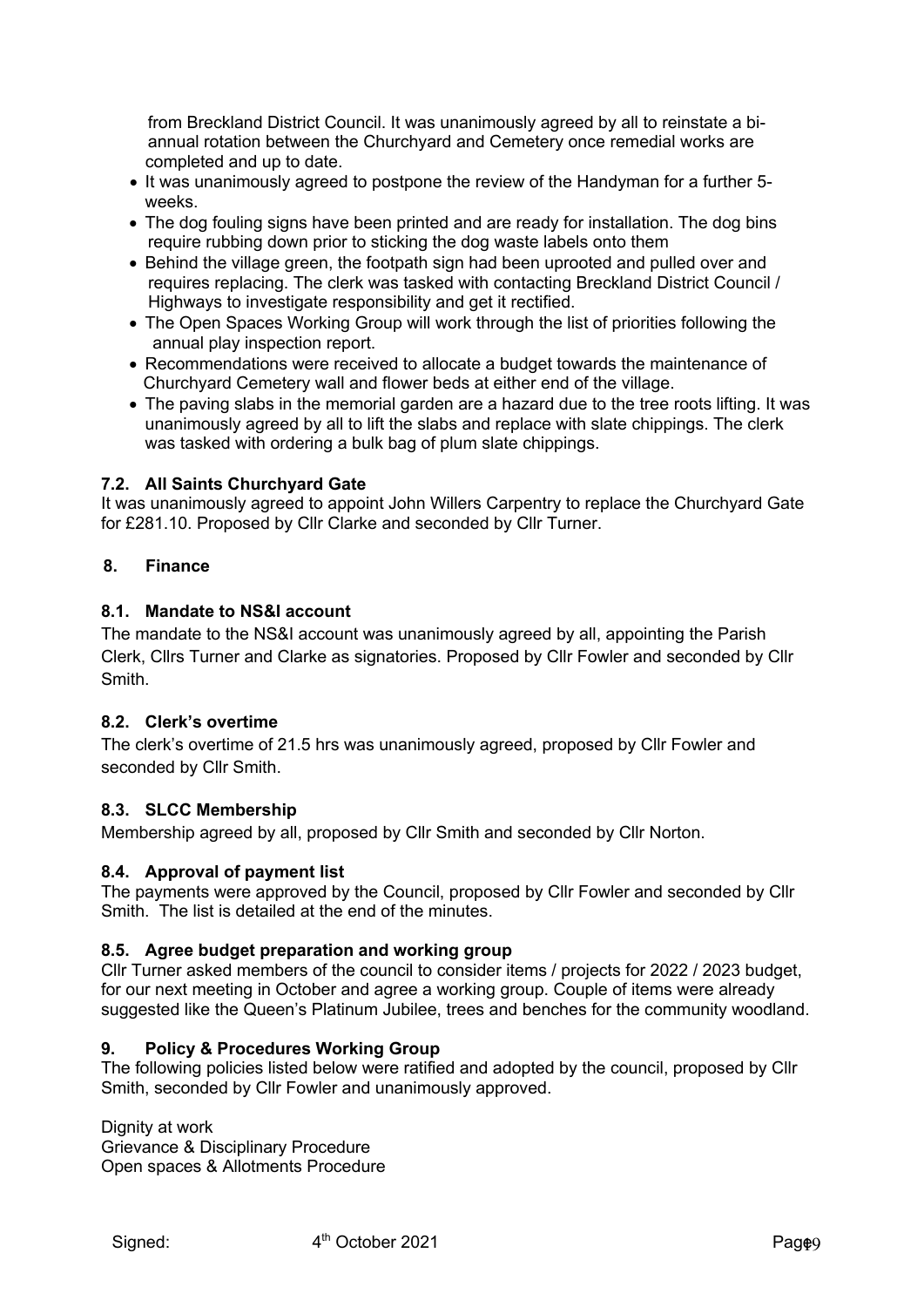from Breckland District Council. It was unanimously agreed by all to reinstate a bi-annual rotation between the Churchyard and Cemetery once remedial works are completed and up to date.

- It was unanimously agreed to postpone the review of the Handyman for a further 5-weeks.
- The dog fouling signs have been printed and are ready for installation. The dog bins require rubbing down prior to sticking the dog waste labels onto them
- Behind the village green, the footpath sign had been uprooted and pulled over and requires replacing. The clerk was tasked with contacting Breckland District Council / Highways to investigate responsibility and get it rectified.
- The Open Spaces Working Group will work through the list of priorities following the annual play inspection report.
- Recommendations were received to allocate a budget towards the maintenance of Churchyard Cemetery wall and flower beds at either end of the village.
- The paving slabs in the memorial garden are a hazard due to the tree roots lifting. It was unanimously agreed by all to lift the slabs and replace with slate chippings. The clerk was tasked with ordering a bulk bag of plum slate chippings.

### 7.2. All Saints Churchyard Gate

It was unanimously agreed to appoint John Willers Carpentry to replace the Churchyard Gate for £281.10. Proposed by Cllr Clarke and seconded by Cllr Turner.

## 8. Finance

### 8.1. Mandate to NS&I account

The mandate to the NS&I account was unanimously agreed by all, appointing the Parish Clerk, Cllrs Turner and Clarke as signatories. Proposed by Cllr Fowler and seconded by Cllr Smith.

### 8.2. Clerk's overtime

The clerk's overtime of 21.5 hrs was unanimously agreed, proposed by Cllr Fowler and seconded by Cllr Smith.

### 8.3. SLCC Membership

Membership agreed by all, proposed by Cllr Smith and seconded by Cllr Norton.

### 8.4. Approval of payment list

The payments were approved by the Council, proposed by Cllr Fowler and seconded by Cllr Smith. The list is detailed at the end of the minutes.

### 8.5. Agree budget preparation and working group

Cllr Turner asked members of the council to consider items / projects for 2022 / 2023 budget, for our next meeting in October and agree a working group. Couple of items were already suggested like the Queen's Platinum Jubilee, trees and benches for the community woodland.

## 9. Policy & Procedures Working Group

The following policies listed below were ratified and adopted by the council, proposed by Cllr Smith, seconded by Cllr Fowler and unanimously approved.

Dignity at work
Grievance & Disciplinary Procedure
Open spaces & Allotments Procedure

Signed: 4th October 2021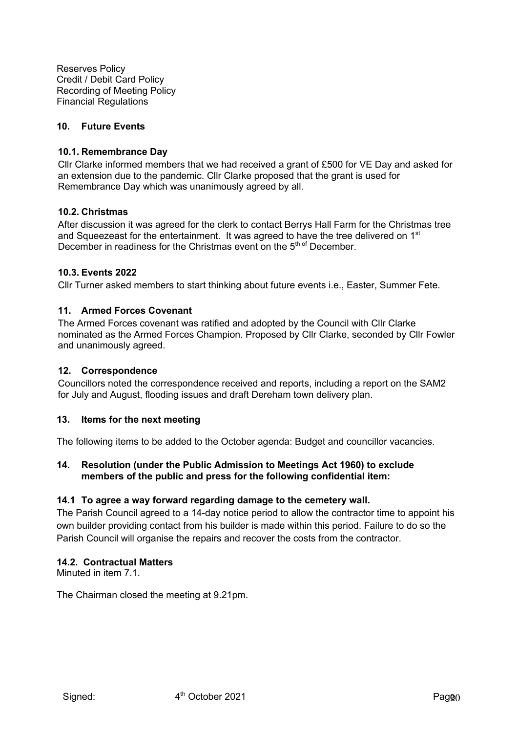Reserves Policy
Credit / Debit Card Policy
Recording of Meeting Policy
Financial Regulations

### 10. Future Events

#### 10.1. Remembrance Day

Cllr Clarke informed members that we had received a grant of £500 for VE Day and asked for an extension due to the pandemic. Cllr Clarke proposed that the grant is used for Remembrance Day which was unanimously agreed by all.

#### 10.2. Christmas

After discussion it was agreed for the clerk to contact Berrys Hall Farm for the Christmas tree and Squeezeast for the entertainment. It was agreed to have the tree delivered on 1st December in readiness for the Christmas event on the 5th of December.

#### 10.3. Events 2022

Cllr Turner asked members to start thinking about future events i.e., Easter, Summer Fete.

### 11. Armed Forces Covenant

The Armed Forces covenant was ratified and adopted by the Council with Cllr Clarke nominated as the Armed Forces Champion. Proposed by Cllr Clarke, seconded by Cllr Fowler and unanimously agreed.

### 12. Correspondence

Councillors noted the correspondence received and reports, including a report on the SAM2 for July and August, flooding issues and draft Dereham town delivery plan.

### 13. Items for the next meeting

The following items to be added to the October agenda: Budget and councillor vacancies.

### 14. Resolution (under the Public Admission to Meetings Act 1960) to exclude members of the public and press for the following confidential item:

#### 14.1 To agree a way forward regarding damage to the cemetery wall.

The Parish Council agreed to a 14-day notice period to allow the contractor time to appoint his own builder providing contact from his builder is made within this period. Failure to do so the Parish Council will organise the repairs and recover the costs from the contractor.

#### 14.2. Contractual Matters

Minuted in item 7.1.

The Chairman closed the meeting at 9.21pm.

Signed: 4th October 2021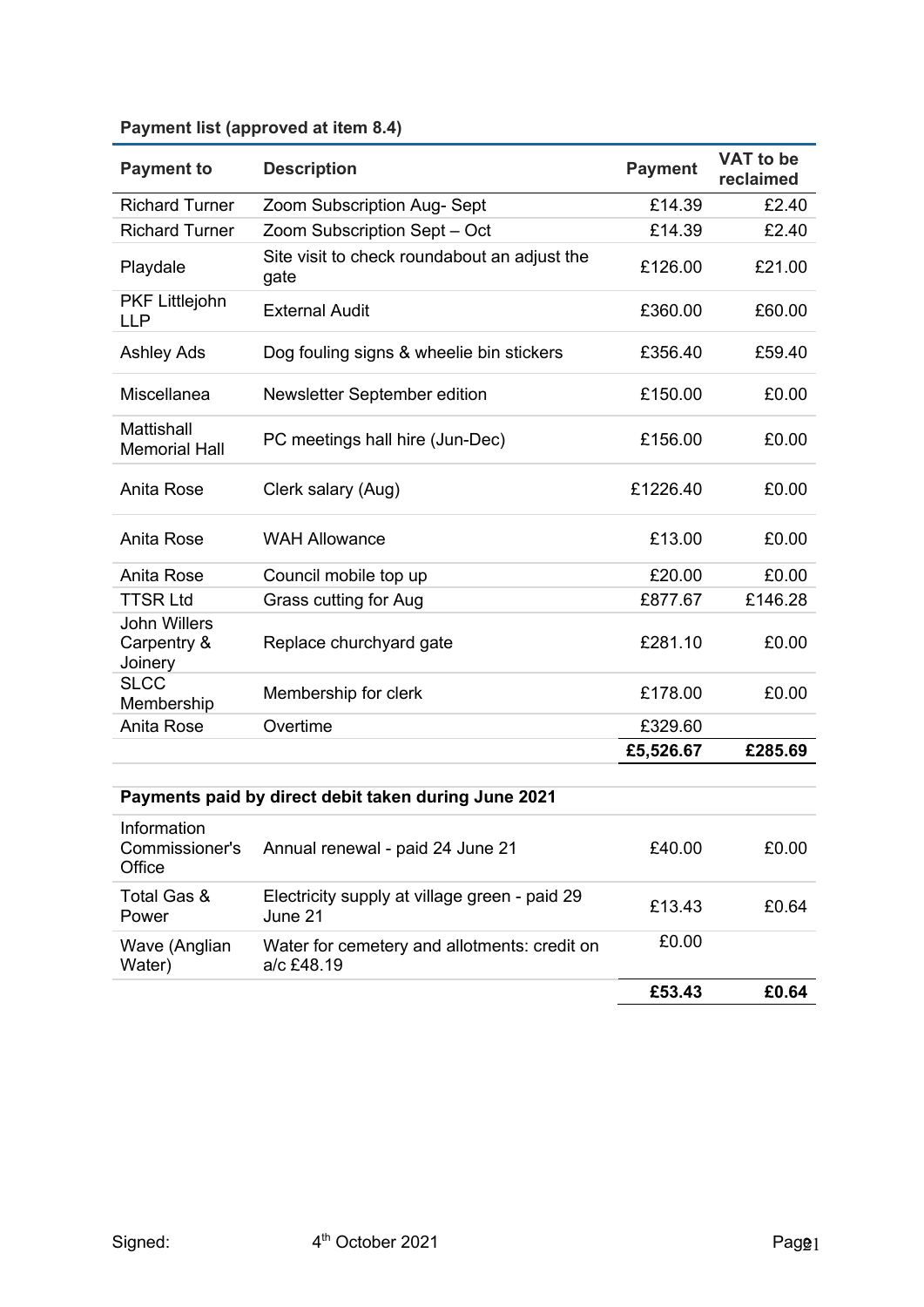**Payment list (approved at item 8.4)**

| Payment to | Description | Payment | VAT to be reclaimed |
|---|---|---|---|
| Richard Turner | Zoom Subscription Aug- Sept | £14.39 | £2.40 |
| Richard Turner | Zoom Subscription Sept – Oct | £14.39 | £2.40 |
| Playdale | Site visit to check roundabout an adjust the gate | £126.00 | £21.00 |
| PKF Littlejohn LLP | External Audit | £360.00 | £60.00 |
| Ashley Ads | Dog fouling signs & wheelie bin stickers | £356.40 | £59.40 |
| Miscellanea | Newsletter September edition | £150.00 | £0.00 |
| Mattishall Memorial Hall | PC meetings hall hire (Jun-Dec) | £156.00 | £0.00 |
| Anita Rose | Clerk salary (Aug) | £1226.40 | £0.00 |
| Anita Rose | WAH Allowance | £13.00 | £0.00 |
| Anita Rose | Council mobile top up | £20.00 | £0.00 |
| TTSR Ltd | Grass cutting for Aug | £877.67 | £146.28 |
| John Willers Carpentry & Joinery | Replace churchyard gate | £281.10 | £0.00 |
| SLCC Membership | Membership for clerk | £178.00 | £0.00 |
| Anita Rose | Overtime | £329.60 | |
| | | **£5,526.67** | **£285.69** |

**Payments paid by direct debit taken during June 2021**

| Payment to | Description | Payment | VAT to be reclaimed |
|---|---|---|---|
| Information Commissioner's Office | Annual renewal - paid 24 June 21 | £40.00 | £0.00 |
| Total Gas & Power | Electricity supply at village green - paid 29 June 21 | £13.43 | £0.64 |
| Wave (Anglian Water) | Water for cemetery and allotments: credit on a/c £48.19 | £0.00 | |
| | | **£53.43** | **£0.64** |

Signed: 4th October 2021